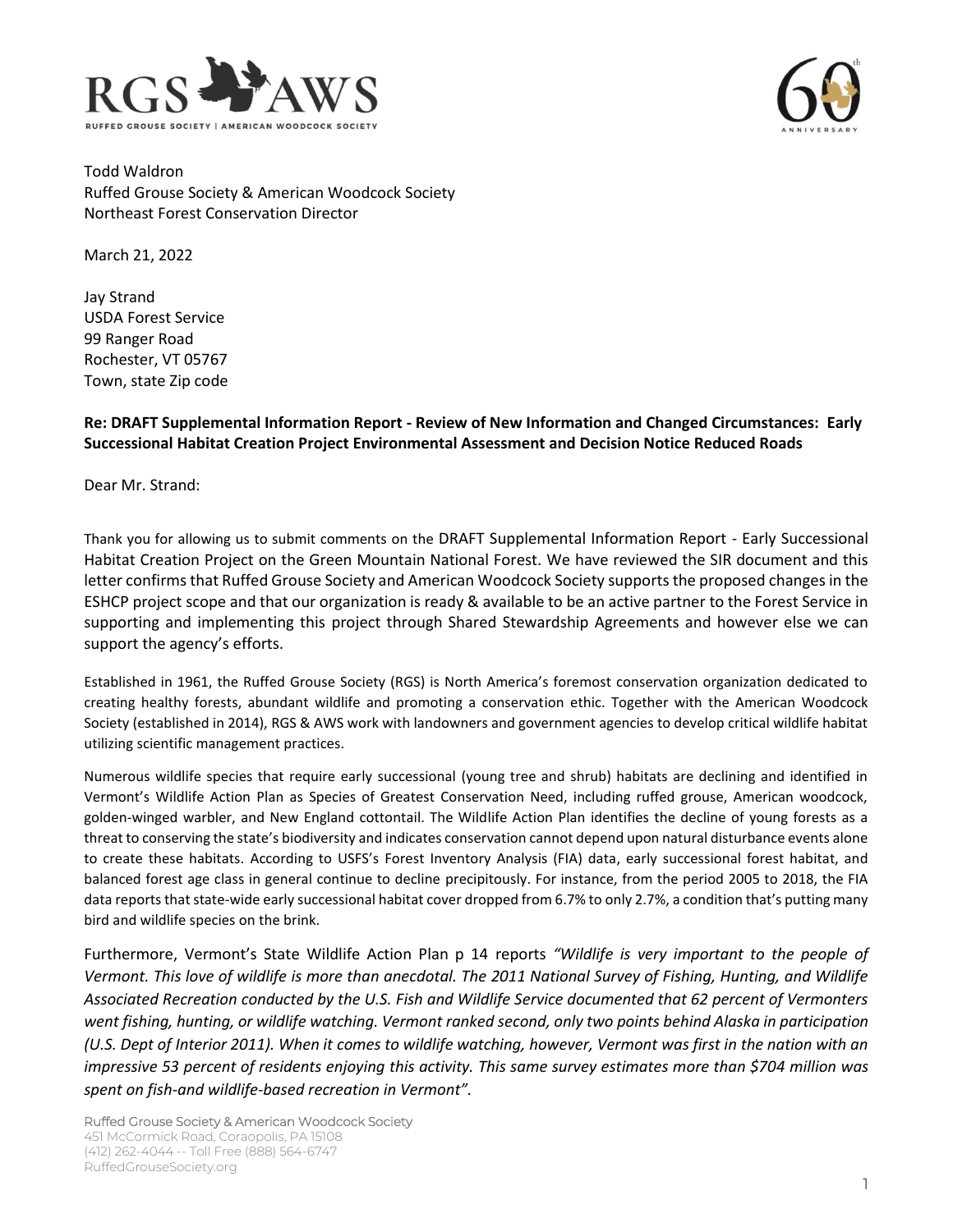RGS AWS

RUFFED GROUSE SOCIETY | AMERICAN WOODCOCK SOCIETY

60th ANNIVERSARY

Todd Waldron
Ruffed Grouse Society & American Woodcock Society
Northeast Forest Conservation Director

March 21, 2022

Jay Strand
USDA Forest Service
99 Ranger Road
Rochester, VT 05767
Town, state Zip code

**Re: DRAFT Supplemental Information Report - Review of New Information and Changed Circumstances: Early Successional Habitat Creation Project Environmental Assessment and Decision Notice Reduced Roads**

Dear Mr. Strand:

Thank you for allowing us to submit comments on the DRAFT Supplemental Information Report - Early Successional Habitat Creation Project on the Green Mountain National Forest. We have reviewed the SIR document and this letter confirms that Ruffed Grouse Society and American Woodcock Society supports the proposed changes in the ESHCP project scope and that our organization is ready & available to be an active partner to the Forest Service in supporting and implementing this project through Shared Stewardship Agreements and however else we can support the agency's efforts.

Established in 1961, the Ruffed Grouse Society (RGS) is North America's foremost conservation organization dedicated to creating healthy forests, abundant wildlife and promoting a conservation ethic. Together with the American Woodcock Society (established in 2014), RGS & AWS work with landowners and government agencies to develop critical wildlife habitat utilizing scientific management practices.

Numerous wildlife species that require early successional (young tree and shrub) habitats are declining and identified in Vermont's Wildlife Action Plan as Species of Greatest Conservation Need, including ruffed grouse, American woodcock, golden-winged warbler, and New England cottontail. The Wildlife Action Plan identifies the decline of young forests as a threat to conserving the state's biodiversity and indicates conservation cannot depend upon natural disturbance events alone to create these habitats. According to USFS's Forest Inventory Analysis (FIA) data, early successional forest habitat, and balanced forest age class in general continue to decline precipitously. For instance, from the period 2005 to 2018, the FIA data reports that state-wide early successional habitat cover dropped from 6.7% to only 2.7%, a condition that's putting many bird and wildlife species on the brink.

Furthermore, Vermont's State Wildlife Action Plan p 14 reports *"Wildlife is very important to the people of Vermont. This love of wildlife is more than anecdotal. The 2011 National Survey of Fishing, Hunting, and Wildlife Associated Recreation conducted by the U.S. Fish and Wildlife Service documented that 62 percent of Vermonters went fishing, hunting, or wildlife watching. Vermont ranked second, only two points behind Alaska in participation (U.S. Dept of Interior 2011). When it comes to wildlife watching, however, Vermont was first in the nation with an impressive 53 percent of residents enjoying this activity. This same survey estimates more than $704 million was spent on fish-and wildlife-based recreation in Vermont".*

Ruffed Grouse Society & American Woodcock Society
451 McCormick Road, Coraopolis, PA 15108
(412) 262-4044 -- Toll Free (888) 564-6747
RuffedGrouseSociety.org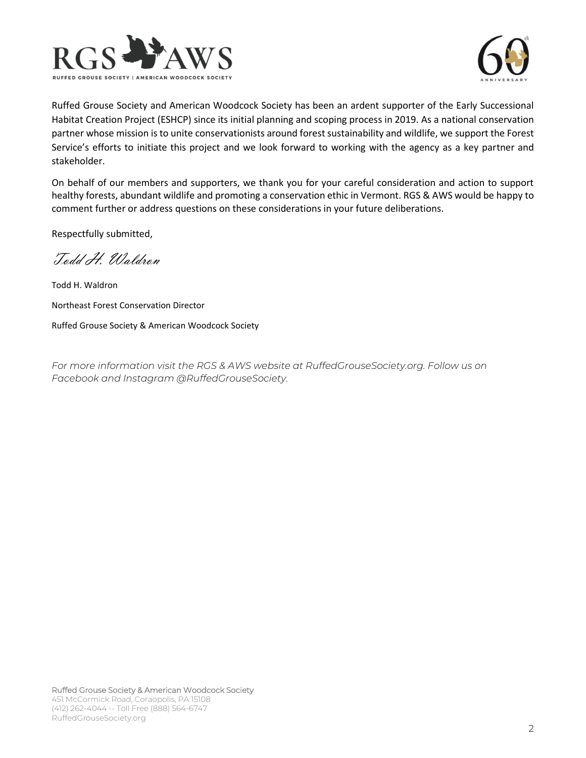Ruffed Grouse Society and American Woodcock Society has been an ardent supporter of the Early Successional Habitat Creation Project (ESHCP) since its initial planning and scoping process in 2019. As a national conservation partner whose mission is to unite conservationists around forest sustainability and wildlife, we support the Forest Service's efforts to initiate this project and we look forward to working with the agency as a key partner and stakeholder.

On behalf of our members and supporters, we thank you for your careful consideration and action to support healthy forests, abundant wildlife and promoting a conservation ethic in Vermont. RGS & AWS would be happy to comment further or address questions on these considerations in your future deliberations.

Respectfully submitted,

*Todd H. Waldron*

Todd H. Waldron

Northeast Forest Conservation Director

Ruffed Grouse Society & American Woodcock Society

*For more information visit the RGS & AWS website at RuffedGrouseSociety.org. Follow us on Facebook and Instagram @RuffedGrouseSociety.*